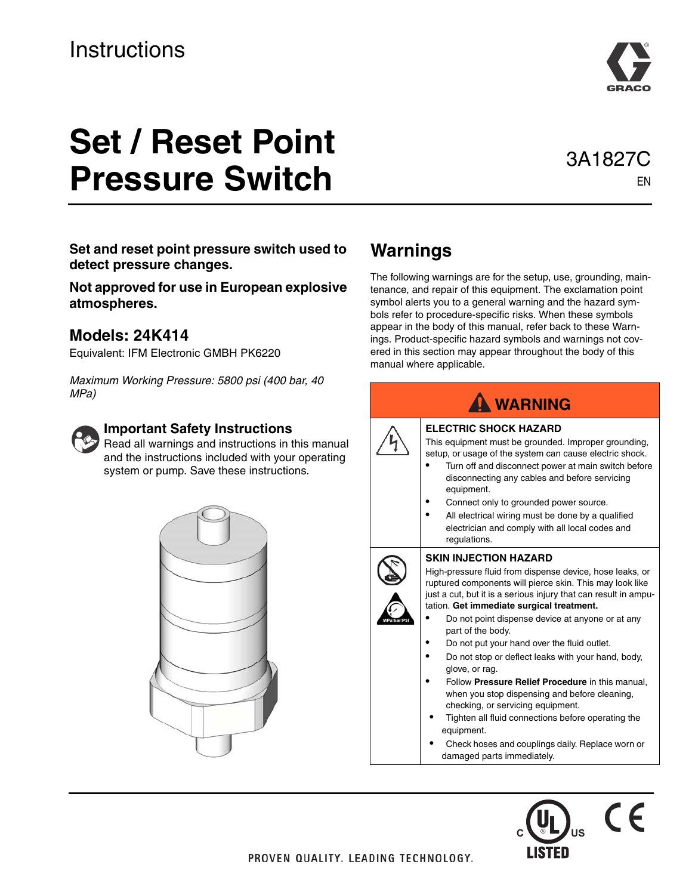Instructions

# Set / Reset Point Pressure Switch

3A1827C

EN

**Set and reset point pressure switch used to detect pressure changes.**

**Not approved for use in European explosive atmospheres.**

### Models: 24K414

Equivalent: IFM Electronic GMBH PK6220

*Maximum Working Pressure: 5800 psi (400 bar, 40 MPa)*

### Important Safety Instructions

Read all warnings and instructions in this manual and the instructions included with your operating system or pump. Save these instructions.

## Warnings

The following warnings are for the setup, use, grounding, maintenance, and repair of this equipment. The exclamation point symbol alerts you to a general warning and the hazard symbols refer to procedure-specific risks. When these symbols appear in the body of this manual, refer back to these Warnings. Product-specific hazard symbols and warnings not covered in this section may appear throughout the body of this manual where applicable.

| WARNING |
|---|
| **ELECTRIC SHOCK HAZARD**<br>This equipment must be grounded. Improper grounding, setup, or usage of the system can cause electric shock.<br>• Turn off and disconnect power at main switch before disconnecting any cables and before servicing equipment.<br>• Connect only to grounded power source.<br>• All electrical wiring must be done by a qualified electrician and comply with all local codes and regulations. |
| **SKIN INJECTION HAZARD**<br>High-pressure fluid from dispense device, hose leaks, or ruptured components will pierce skin. This may look like just a cut, but it is a serious injury that can result in amputation. **Get immediate surgical treatment.**<br>• Do not point dispense device at anyone or at any part of the body.<br>• Do not put your hand over the fluid outlet.<br>• Do not stop or deflect leaks with your hand, body, glove, or rag.<br>• Follow **Pressure Relief Procedure** in this manual, when you stop dispensing and before cleaning, checking, or servicing equipment.<br>• Tighten all fluid connections before operating the equipment.<br>• Check hoses and couplings daily. Replace worn or damaged parts immediately. |

PROVEN QUALITY. LEADING TECHNOLOGY.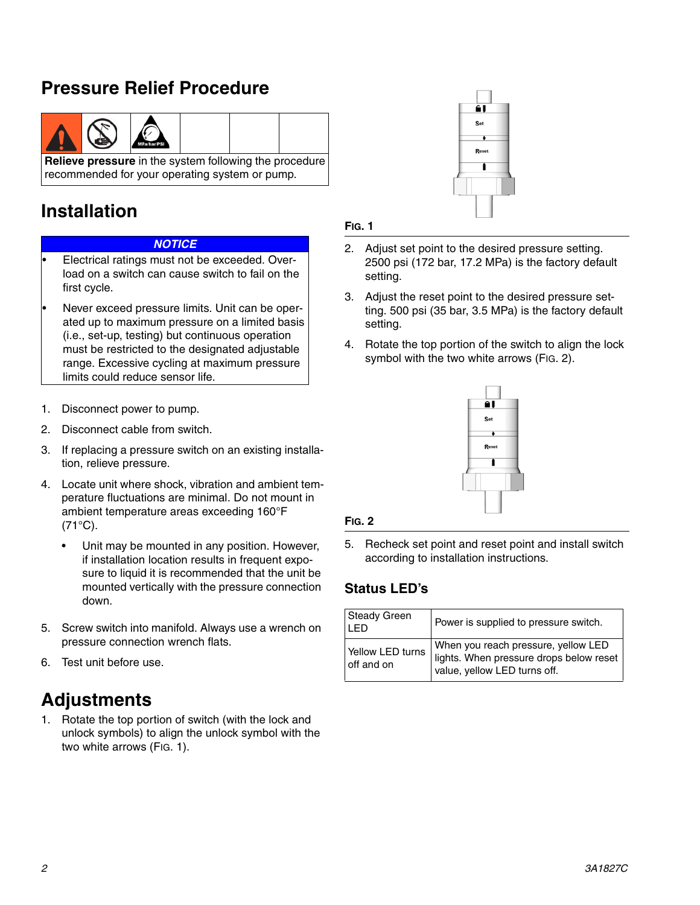## Pressure Relief Procedure

**Relieve pressure** in the system following the procedure recommended for your operating system or pump.

## Installation

**NOTICE**

- Electrical ratings must not be exceeded. Overload on a switch can cause switch to fail on the first cycle.
- Never exceed pressure limits. Unit can be operated up to maximum pressure on a limited basis (i.e., set-up, testing) but continuous operation must be restricted to the designated adjustable range. Excessive cycling at maximum pressure limits could reduce sensor life.

1. Disconnect power to pump.
2. Disconnect cable from switch.
3. If replacing a pressure switch on an existing installation, relieve pressure.
4. Locate unit where shock, vibration and ambient temperature fluctuations are minimal. Do not mount in ambient temperature areas exceeding 160°F (71°C).
   - Unit may be mounted in any position. However, if installation location results in frequent exposure to liquid it is recommended that the unit be mounted vertically with the pressure connection down.
5. Screw switch into manifold. Always use a wrench on pressure connection wrench flats.
6. Test unit before use.

## Adjustments

1. Rotate the top portion of switch (with the lock and unlock symbols) to align the unlock symbol with the two white arrows (FIG. 1).

FIG. 1

2. Adjust set point to the desired pressure setting. 2500 psi (172 bar, 17.2 MPa) is the factory default setting.
3. Adjust the reset point to the desired pressure setting. 500 psi (35 bar, 3.5 MPa) is the factory default setting.
4. Rotate the top portion of the switch to align the lock symbol with the two white arrows (FIG. 2).

FIG. 2

5. Recheck set point and reset point and install switch according to installation instructions.

### Status LED's

| | |
|---|---|
| Steady Green LED | Power is supplied to pressure switch. |
| Yellow LED turns off and on | When you reach pressure, yellow LED lights. When pressure drops below reset value, yellow LED turns off. |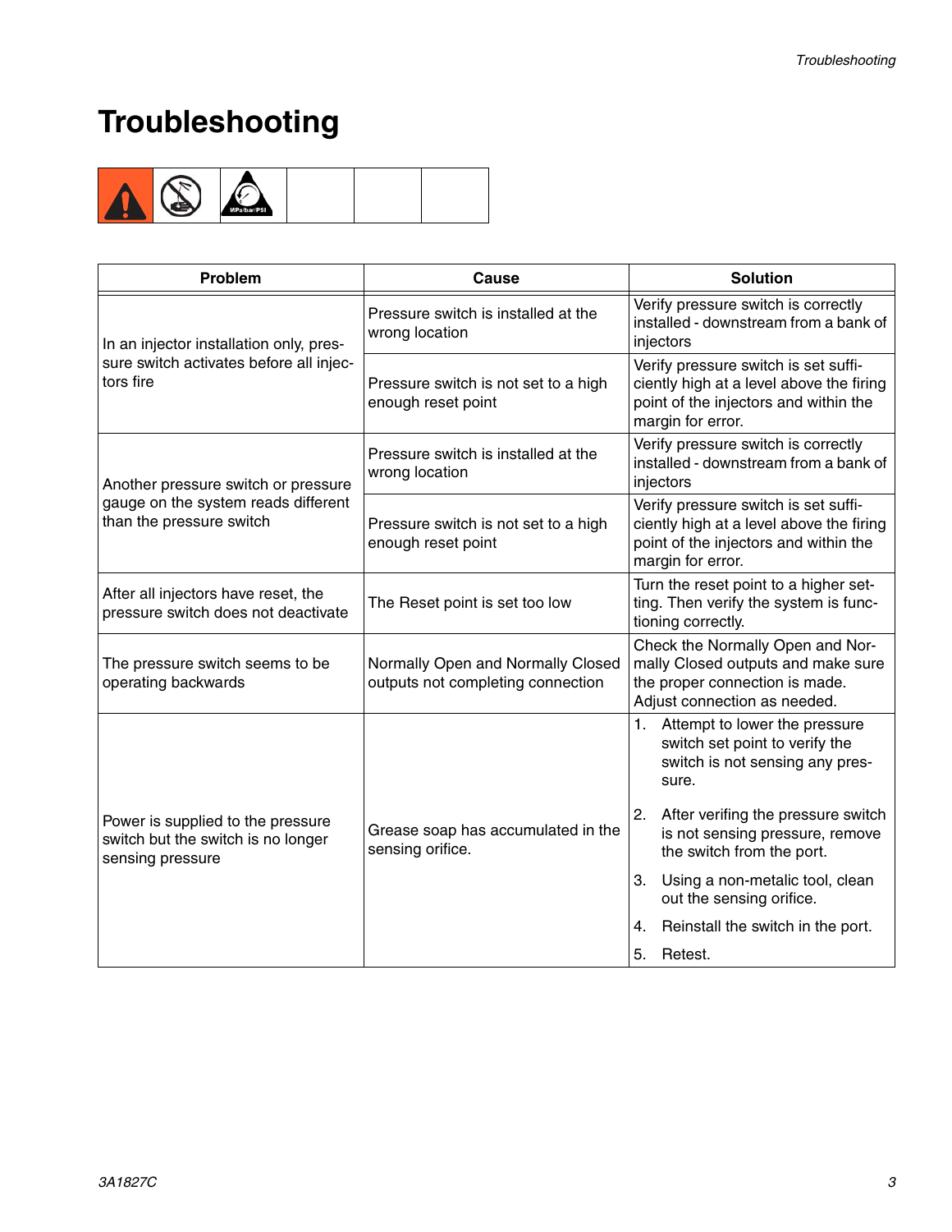# Troubleshooting

| Problem | Cause | Solution |
| --- | --- | --- |
| In an injector installation only, pressure switch activates before all injectors fire | Pressure switch is installed at the wrong location | Verify pressure switch is correctly installed - downstream from a bank of injectors |
| | Pressure switch is not set to a high enough reset point | Verify pressure switch is set sufficiently high at a level above the firing point of the injectors and within the margin for error. |
| Another pressure switch or pressure gauge on the system reads different than the pressure switch | Pressure switch is installed at the wrong location | Verify pressure switch is correctly installed - downstream from a bank of injectors |
| | Pressure switch is not set to a high enough reset point | Verify pressure switch is set sufficiently high at a level above the firing point of the injectors and within the margin for error. |
| After all injectors have reset, the pressure switch does not deactivate | The Reset point is set too low | Turn the reset point to a higher setting. Then verify the system is functioning correctly. |
| The pressure switch seems to be operating backwards | Normally Open and Normally Closed outputs not completing connection | Check the Normally Open and Normally Closed outputs and make sure the proper connection is made. Adjust connection as needed. |
| Power is supplied to the pressure switch but the switch is no longer sensing pressure | Grease soap has accumulated in the sensing orifice. | 1. Attempt to lower the pressure switch set point to verify the switch is not sensing any pressure. 2. After verifying the pressure switch is not sensing pressure, remove the switch from the port. 3. Using a non-metalic tool, clean out the sensing orifice. 4. Reinstall the switch in the port. 5. Retest. |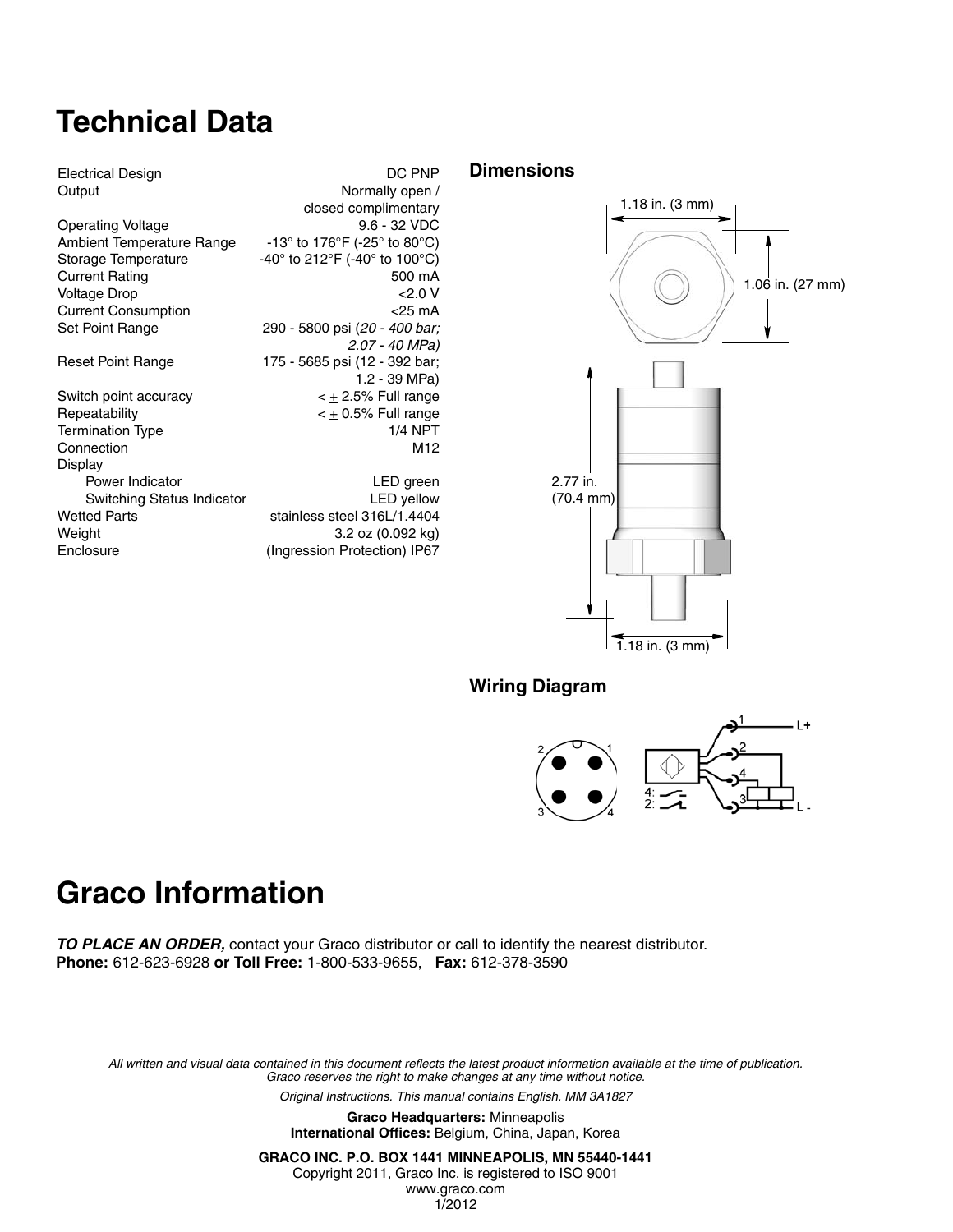# Technical Data

| | |
|---|---|
| Electrical Design | DC PNP |
| Output | Normally open / closed complimentary |
| Operating Voltage | 9.6 - 32 VDC |
| Ambient Temperature Range | -13° to 176°F (-25° to 80°C) |
| Storage Temperature | -40° to 212°F (-40° to 100°C) |
| Current Rating | 500 mA |
| Voltage Drop | <2.0 V |
| Current Consumption | <25 mA |
| Set Point Range | 290 - 5800 psi (*20 - 400 bar; 2.07 - 40 MPa)* |
| Reset Point Range | 175 - 5685 psi (12 - 392 bar; 1.2 - 39 MPa) |
| Switch point accuracy | < ± 2.5% Full range |
| Repeatability | < ± 0.5% Full range |
| Termination Type | 1/4 NPT |
| Connection | M12 |
| Display | |
| Power Indicator | LED green |
| Switching Status Indicator | LED yellow |
| Wetted Parts | stainless steel 316L/1.4404 |
| Weight | 3.2 oz (0.092 kg) |
| Enclosure | (Ingression Protection) IP67 |

## Dimensions

1.18 in. (3 mm)

1.06 in. (27 mm)

2.77 in. (70.4 mm)

1.18 in. (3 mm)

## Wiring Diagram

2 1 3 4

1 L+

2

4

3 L -

4:

2:

# Graco Information

***TO PLACE AN ORDER,*** contact your Graco distributor or call to identify the nearest distributor.
**Phone:** 612-623-6928 **or Toll Free:** 1-800-533-9655, **Fax:** 612-378-3590

*All written and visual data contained in this document reflects the latest product information available at the time of publication. Graco reserves the right to make changes at any time without notice.*

*Original Instructions. This manual contains English. MM 3A1827*

**Graco Headquarters:** Minneapolis
**International Offices:** Belgium, China, Japan, Korea

**GRACO INC. P.O. BOX 1441 MINNEAPOLIS, MN 55440-1441**
Copyright 2011, Graco Inc. is registered to ISO 9001
www.graco.com
1/2012